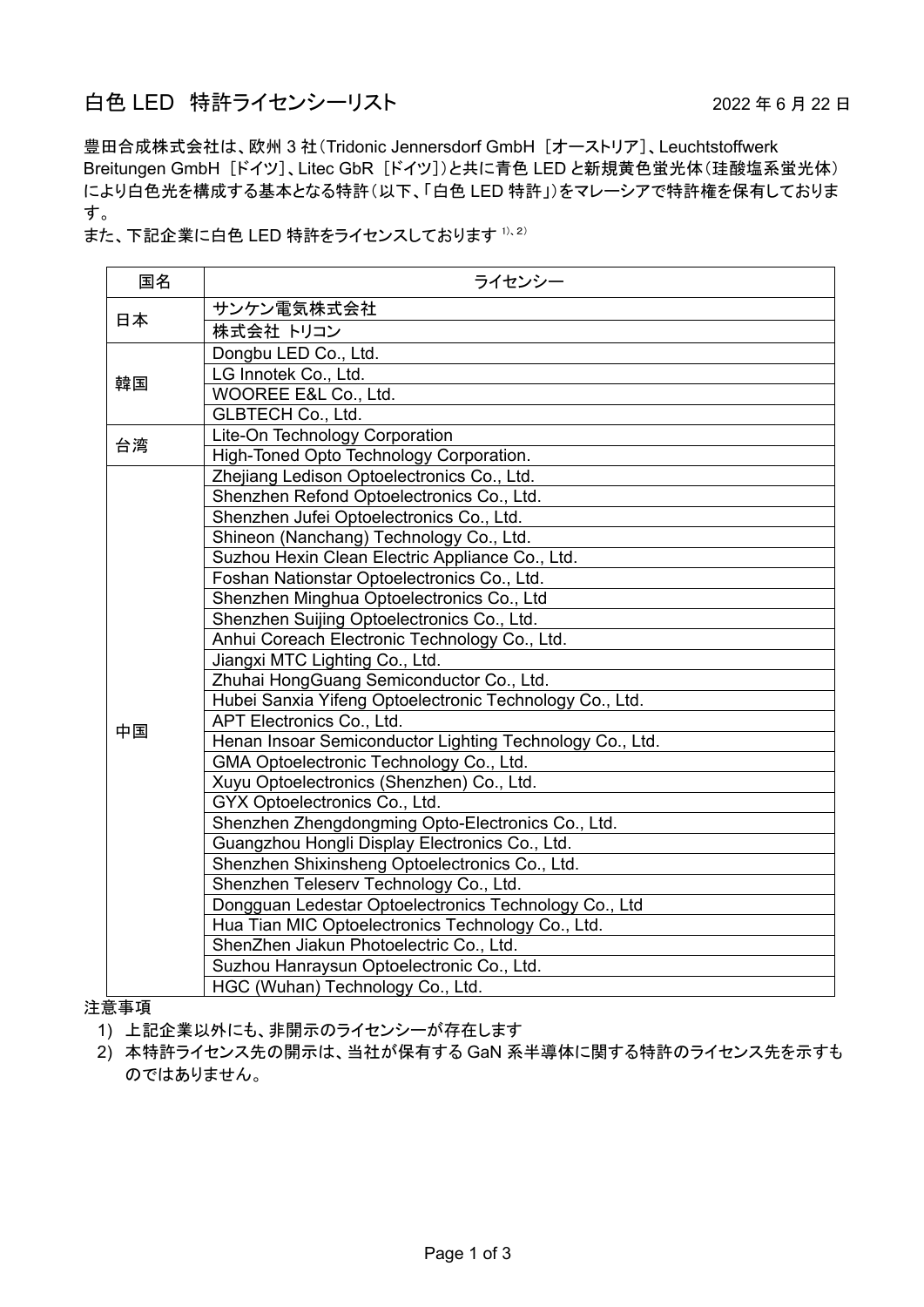# 白色 LED 特許ライセンシーリスト

2022 年 6 月 22 日

豊田合成株式会社は、欧州 3 社（Tridonic Jennersdorf GmbH ［オーストリア］、Leuchtstoffwerk Breitungen GmbH ［ドイツ］、Litec GbR ［ドイツ］）と共に青色 LED と新規黄色蛍光体（珪酸塩系蛍光体）により白色光を構成する基本となる特許（以下、「白色 LED 特許」）をマレーシアで特許権を保有しております。

また、下記企業に白色 LED 特許をライセンスしております [1)、2)]

| 国名 | ライセンシー |
|---|---|
| 日本 | サンケン電気株式会社 |
| | 株式会社 トリコン |
| 韓国 | Dongbu LED Co., Ltd. |
| | LG Innotek Co., Ltd. |
| | WOOREE E&L Co., Ltd. |
| | GLBTECH Co., Ltd. |
| 台湾 | Lite-On Technology Corporation |
| | High-Toned Opto Technology Corporation. |
| 中国 | Zhejiang Ledison Optoelectronics Co., Ltd. |
| | Shenzhen Refond Optoelectronics Co., Ltd. |
| | Shenzhen Jufei Optoelectronics Co., Ltd. |
| | Shineon (Nanchang) Technology Co., Ltd. |
| | Suzhou Hexin Clean Electric Appliance Co., Ltd. |
| | Foshan Nationstar Optoelectronics Co., Ltd. |
| | Shenzhen Minghua Optoelectronics Co., Ltd |
| | Shenzhen Suijing Optoelectronics Co., Ltd. |
| | Anhui Coreach Electronic Technology Co., Ltd. |
| | Jiangxi MTC Lighting Co., Ltd. |
| | Zhuhai HongGuang Semiconductor Co., Ltd. |
| | Hubei Sanxia Yifeng Optoelectronic Technology Co., Ltd. |
| | APT Electronics Co., Ltd. |
| | Henan Insoar Semiconductor Lighting Technology Co., Ltd. |
| | GMA Optoelectronic Technology Co., Ltd. |
| | Xuyu Optoelectronics (Shenzhen) Co., Ltd. |
| | GYX Optoelectronics Co., Ltd. |
| | Shenzhen Zhengdongming Opto-Electronics Co., Ltd. |
| | Guangzhou Hongli Display Electronics Co., Ltd. |
| | Shenzhen Shixinsheng Optoelectronics Co., Ltd. |
| | Shenzhen Teleserv Technology Co., Ltd. |
| | Dongguan Ledestar Optoelectronics Technology Co., Ltd |
| | Hua Tian MIC Optoelectronics Technology Co., Ltd. |
| | ShenZhen Jiakun Photoelectric Co., Ltd. |
| | Suzhou Hanraysun Optoelectronic Co., Ltd. |
| | HGC (Wuhan) Technology Co., Ltd. |

注意事項

1) 上記企業以外にも、非開示のライセンシーが存在します
2) 本特許ライセンス先の開示は、当社が保有する GaN 系半導体に関する特許のライセンス先を示すものではありません。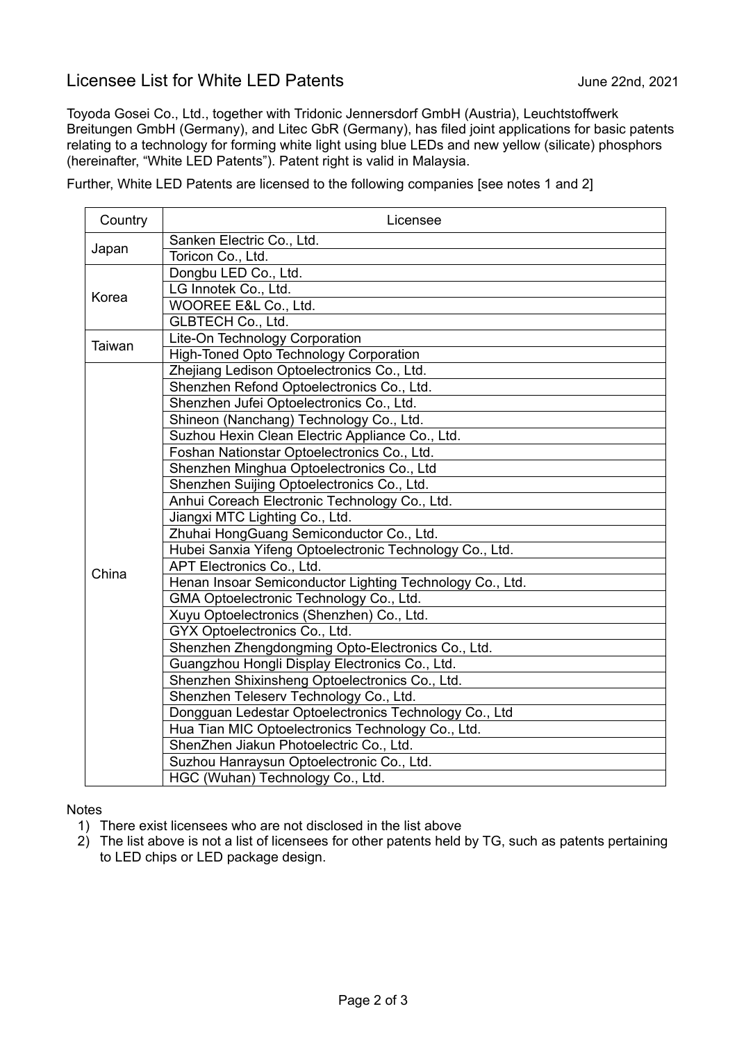# Licensee List for White LED Patents

June 22nd, 2021

Toyoda Gosei Co., Ltd., together with Tridonic Jennersdorf GmbH (Austria), Leuchtstoffwerk Breitungen GmbH (Germany), and Litec GbR (Germany), has filed joint applications for basic patents relating to a technology for forming white light using blue LEDs and new yellow (silicate) phosphors (hereinafter, "White LED Patents"). Patent right is valid in Malaysia.

Further, White LED Patents are licensed to the following companies [see notes 1 and 2]

| Country | Licensee |
|---|---|
| Japan | Sanken Electric Co., Ltd. |
| | Toricon Co., Ltd. |
| Korea | Dongbu LED Co., Ltd. |
| | LG Innotek Co., Ltd. |
| | WOOREE E&L Co., Ltd. |
| | GLBTECH Co., Ltd. |
| Taiwan | Lite-On Technology Corporation |
| | High-Toned Opto Technology Corporation |
| China | Zhejiang Ledison Optoelectronics Co., Ltd. |
| | Shenzhen Refond Optoelectronics Co., Ltd. |
| | Shenzhen Jufei Optoelectronics Co., Ltd. |
| | Shineon (Nanchang) Technology Co., Ltd. |
| | Suzhou Hexin Clean Electric Appliance Co., Ltd. |
| | Foshan Nationstar Optoelectronics Co., Ltd. |
| | Shenzhen Minghua Optoelectronics Co., Ltd |
| | Shenzhen Suijing Optoelectronics Co., Ltd. |
| | Anhui Coreach Electronic Technology Co., Ltd. |
| | Jiangxi MTC Lighting Co., Ltd. |
| | Zhuhai HongGuang Semiconductor Co., Ltd. |
| | Hubei Sanxia Yifeng Optoelectronic Technology Co., Ltd. |
| | APT Electronics Co., Ltd. |
| | Henan Insoar Semiconductor Lighting Technology Co., Ltd. |
| | GMA Optoelectronic Technology Co., Ltd. |
| | Xuyu Optoelectronics (Shenzhen) Co., Ltd. |
| | GYX Optoelectronics Co., Ltd. |
| | Shenzhen Zhengdongming Opto-Electronics Co., Ltd. |
| | Guangzhou Hongli Display Electronics Co., Ltd. |
| | Shenzhen Shixinsheng Optoelectronics Co., Ltd. |
| | Shenzhen Teleserv Technology Co., Ltd. |
| | Dongguan Ledestar Optoelectronics Technology Co., Ltd |
| | Hua Tian MIC Optoelectronics Technology Co., Ltd. |
| | ShenZhen Jiakun Photoelectric Co., Ltd. |
| | Suzhou Hanraysun Optoelectronic Co., Ltd. |
| | HGC (Wuhan) Technology Co., Ltd. |

Notes

1) There exist licensees who are not disclosed in the list above
2) The list above is not a list of licensees for other patents held by TG, such as patents pertaining to LED chips or LED package design.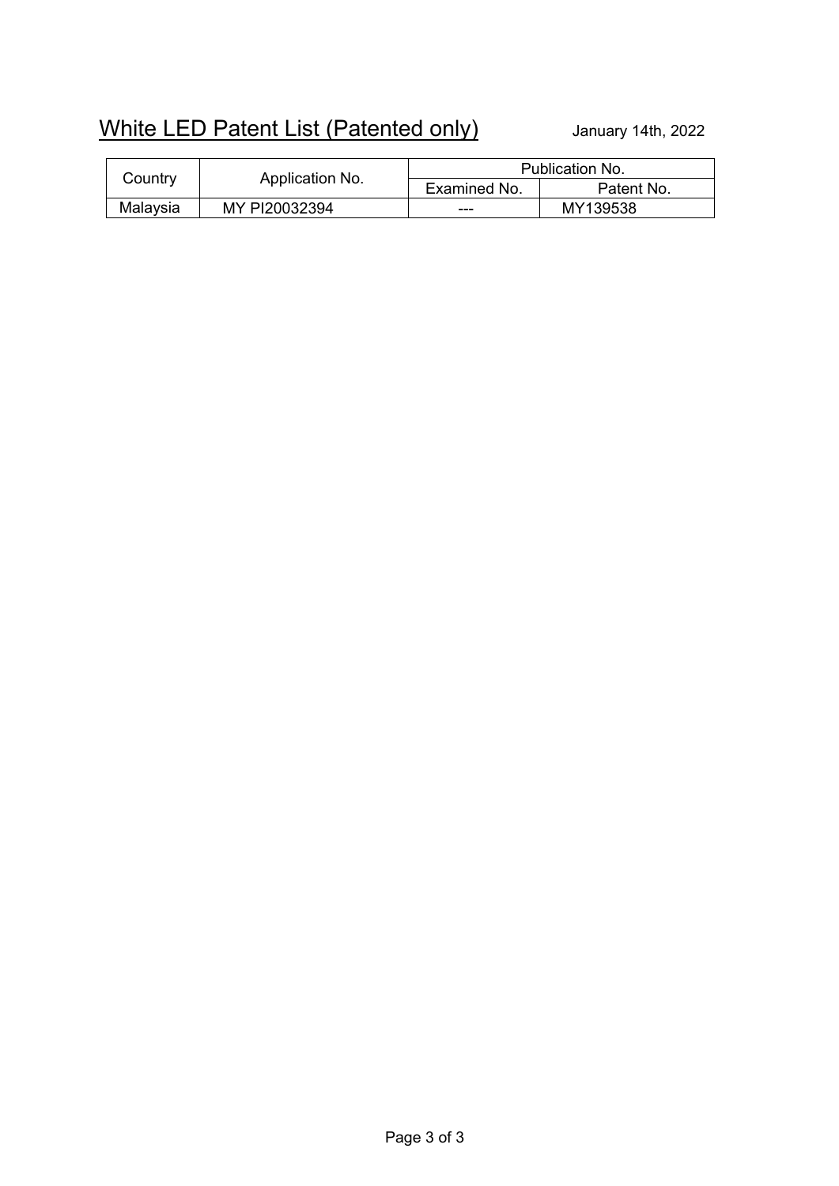# White LED Patent List (Patented only)

January 14th, 2022

| Country | Application No. | Publication No. | |
|---|---|---|---|
| | | Examined No. | Patent No. |
| Malaysia | MY PI20032394 | --- | MY139538 |